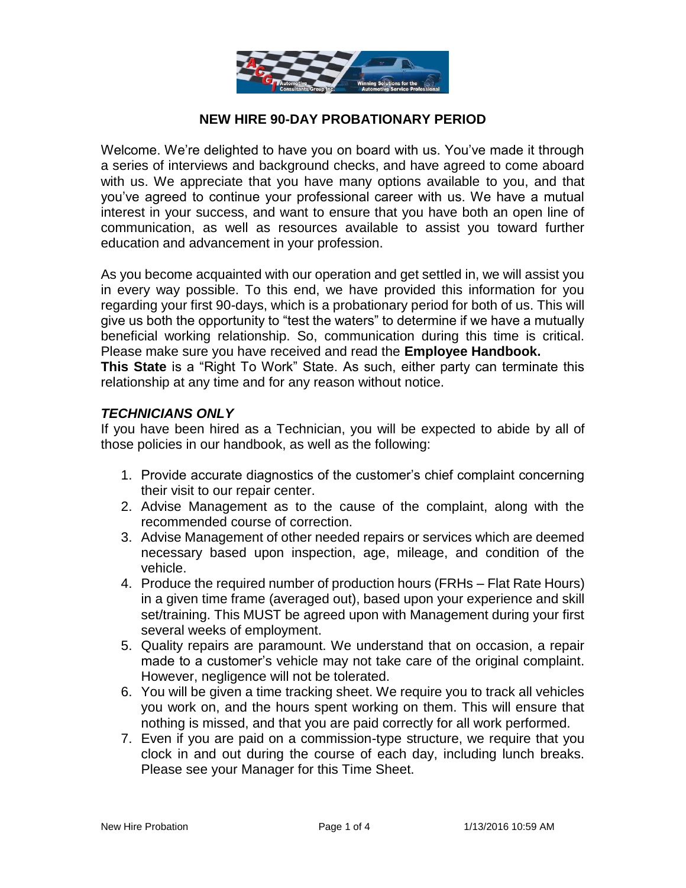# NEW HIRE 90-DAY PROBATIONARY PERIOD

Welcome. We're delighted to have you on board with us. You've made it through a series of interviews and background checks, and have agreed to come aboard with us. We appreciate that you have many options available to you, and that you've agreed to continue your professional career with us. We have a mutual interest in your success, and want to ensure that you have both an open line of communication, as well as resources available to assist you toward further education and advancement in your profession.

As you become acquainted with our operation and get settled in, we will assist you in every way possible. To this end, we have provided this information for you regarding your first 90-days, which is a probationary period for both of us. This will give us both the opportunity to "test the waters" to determine if we have a mutually beneficial working relationship. So, communication during this time is critical. Please make sure you have received and read the **Employee Handbook.**

**This State** is a "Right To Work" State. As such, either party can terminate this relationship at any time and for any reason without notice.

***TECHNICIANS ONLY***

If you have been hired as a Technician, you will be expected to abide by all of those policies in our handbook, as well as the following:

1. Provide accurate diagnostics of the customer's chief complaint concerning their visit to our repair center.
2. Advise Management as to the cause of the complaint, along with the recommended course of correction.
3. Advise Management of other needed repairs or services which are deemed necessary based upon inspection, age, mileage, and condition of the vehicle.
4. Produce the required number of production hours (FRHs – Flat Rate Hours) in a given time frame (averaged out), based upon your experience and skill set/training. This MUST be agreed upon with Management during your first several weeks of employment.
5. Quality repairs are paramount. We understand that on occasion, a repair made to a customer's vehicle may not take care of the original complaint. However, negligence will not be tolerated.
6. You will be given a time tracking sheet. We require you to track all vehicles you work on, and the hours spent working on them. This will ensure that nothing is missed, and that you are paid correctly for all work performed.
7. Even if you are paid on a commission-type structure, we require that you clock in and out during the course of each day, including lunch breaks. Please see your Manager for this Time Sheet.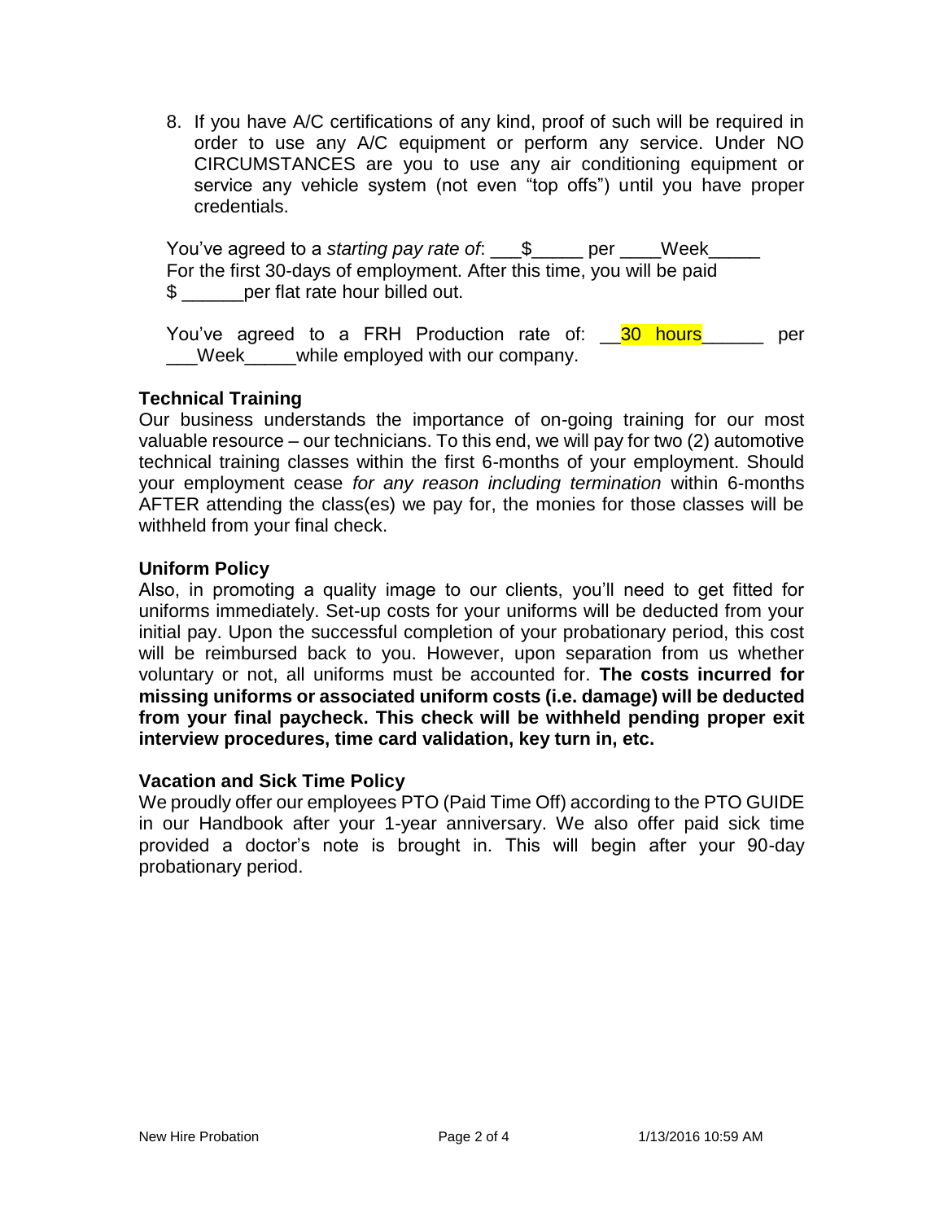8. If you have A/C certifications of any kind, proof of such will be required in order to use any A/C equipment or perform any service. Under NO CIRCUMSTANCES are you to use any air conditioning equipment or service any vehicle system (not even "top offs") until you have proper credentials.

You've agreed to a *starting pay rate of*: ___$_____ per ____Week_____
For the first 30-days of employment. After this time, you will be paid
$ ______per flat rate hour billed out.

You've agreed to a FRH Production rate of: __30 hours______ per ___Week_____while employed with our company.

### Technical Training

Our business understands the importance of on-going training for our most valuable resource – our technicians. To this end, we will pay for two (2) automotive technical training classes within the first 6-months of your employment. Should your employment cease *for any reason including termination* within 6-months AFTER attending the class(es) we pay for, the monies for those classes will be withheld from your final check.

### Uniform Policy

Also, in promoting a quality image to our clients, you'll need to get fitted for uniforms immediately. Set-up costs for your uniforms will be deducted from your initial pay. Upon the successful completion of your probationary period, this cost will be reimbursed back to you. However, upon separation from us whether voluntary or not, all uniforms must be accounted for. **The costs incurred for missing uniforms or associated uniform costs (i.e. damage) will be deducted from your final paycheck. This check will be withheld pending proper exit interview procedures, time card validation, key turn in, etc.**

### Vacation and Sick Time Policy

We proudly offer our employees PTO (Paid Time Off) according to the PTO GUIDE in our Handbook after your 1-year anniversary. We also offer paid sick time provided a doctor's note is brought in. This will begin after your 90-day probationary period.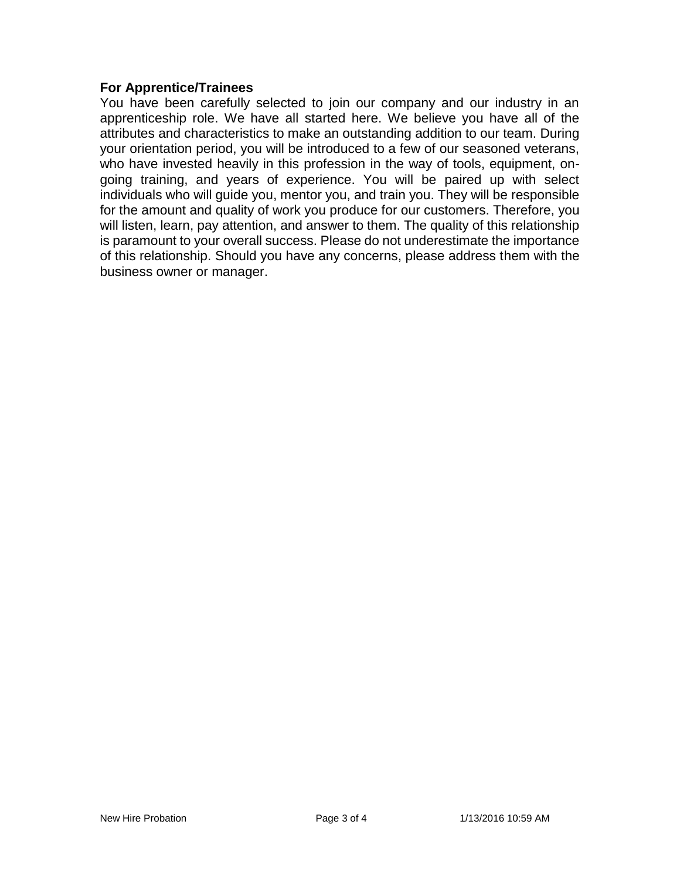**For Apprentice/Trainees**

You have been carefully selected to join our company and our industry in an apprenticeship role. We have all started here. We believe you have all of the attributes and characteristics to make an outstanding addition to our team. During your orientation period, you will be introduced to a few of our seasoned veterans, who have invested heavily in this profession in the way of tools, equipment, on-going training, and years of experience. You will be paired up with select individuals who will guide you, mentor you, and train you. They will be responsible for the amount and quality of work you produce for our customers. Therefore, you will listen, learn, pay attention, and answer to them. The quality of this relationship is paramount to your overall success. Please do not underestimate the importance of this relationship. Should you have any concerns, please address them with the business owner or manager.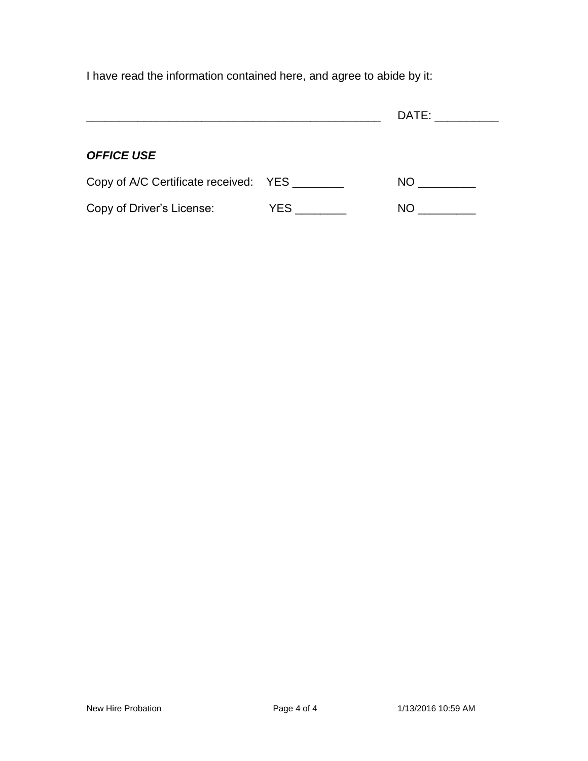I have read the information contained here, and agree to abide by it:

\_\_\_\_\_\_\_\_\_\_\_\_\_\_\_\_\_\_\_\_\_\_\_\_\_\_\_\_\_\_\_\_\_\_\_\_\_\_\_\_\_\_\_\_\_\_ DATE: \_\_\_\_\_\_\_\_\_\_

***OFFICE USE***

Copy of A/C Certificate received: YES \_\_\_\_\_\_\_\_ NO \_\_\_\_\_\_\_\_\_

Copy of Driver's License: YES \_\_\_\_\_\_\_\_ NO \_\_\_\_\_\_\_\_\_